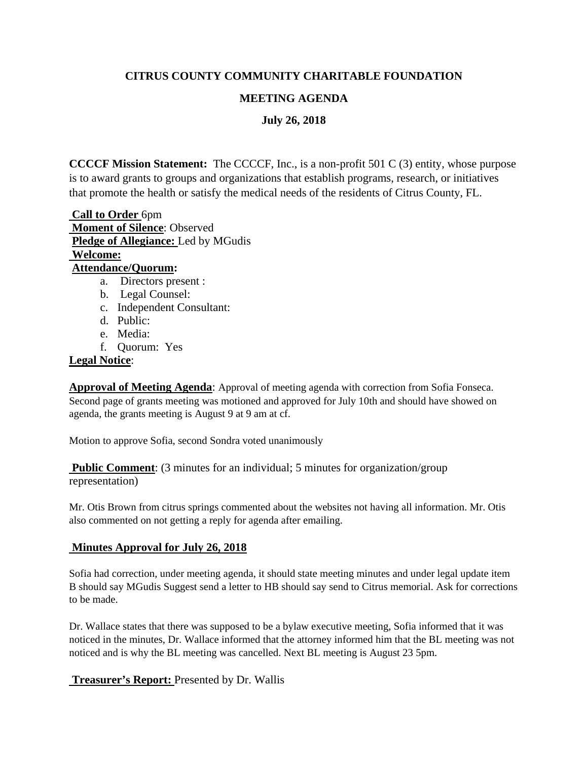**CITRUS COUNTY COMMUNITY CHARITABLE FOUNDATION**

**MEETING AGENDA**

**July 26, 2018**

**CCCCF Mission Statement:** The CCCCF, Inc., is a non-profit 501 C (3) entity, whose purpose is to award grants to groups and organizations that establish programs, research, or initiatives that promote the health or satisfy the medical needs of the residents of Citrus County, FL.

**Call to Order** 6pm
**Moment of Silence**: Observed
**Pledge of Allegiance:** Led by MGudis
**Welcome:**
**Attendance/Quorum:**

a. Directors present :
b. Legal Counsel:
c. Independent Consultant:
d. Public:
e. Media:
f. Quorum: Yes

**Legal Notice**:

**Approval of Meeting Agenda**: Approval of meeting agenda with correction from Sofia Fonseca. Second page of grants meeting was motioned and approved for July 10th and should have showed on agenda, the grants meeting is August 9 at 9 am at cf.

Motion to approve Sofia, second Sondra voted unanimously

**Public Comment**: (3 minutes for an individual; 5 minutes for organization/group representation)

Mr. Otis Brown from citrus springs commented about the websites not having all information. Mr. Otis also commented on not getting a reply for agenda after emailing.

**Minutes Approval for July 26, 2018**

Sofia had correction, under meeting agenda, it should state meeting minutes and under legal update item B should say MGudis Suggest send a letter to HB should say send to Citrus memorial. Ask for corrections to be made.

Dr. Wallace states that there was supposed to be a bylaw executive meeting, Sofia informed that it was noticed in the minutes, Dr. Wallace informed that the attorney informed him that the BL meeting was not noticed and is why the BL meeting was cancelled. Next BL meeting is August 23 5pm.

**Treasurer's Report:** Presented by Dr. Wallis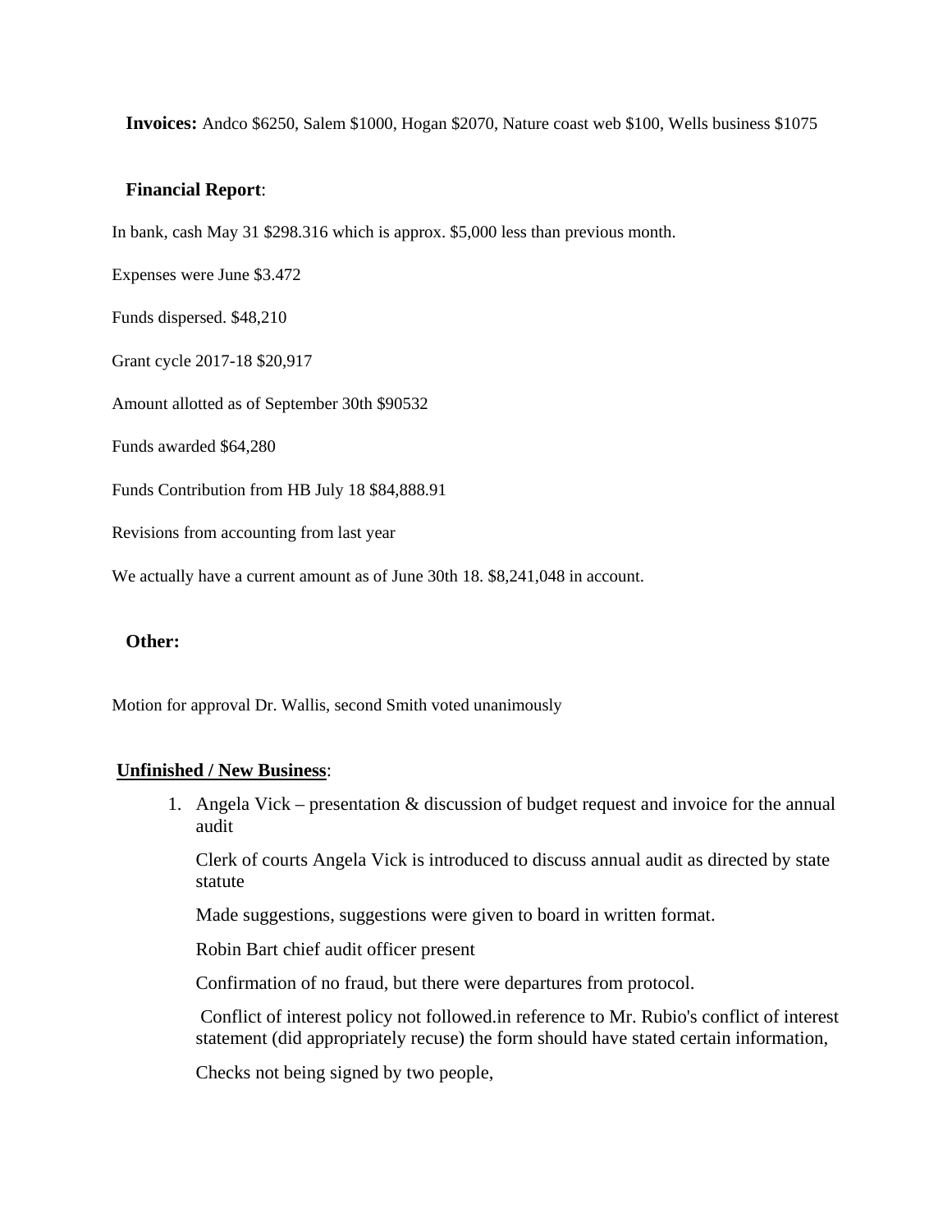**Invoices:** Andco $6250, Salem $1000, Hogan $2070, Nature coast web $100, Wells business $1075

**Financial Report**:

In bank, cash May 31 $298.316 which is approx. $5,000 less than previous month.

Expenses were June $3.472

Funds dispersed. $48,210

Grant cycle 2017-18 $20,917

Amount allotted as of September 30th $90532

Funds awarded $64,280

Funds Contribution from HB July 18 $84,888.91

Revisions from accounting from last year

We actually have a current amount as of June 30th 18. $8,241,048 in account.

**Other:**

Motion for approval Dr. Wallis, second Smith voted unanimously

**Unfinished / New Business**:

1. Angela Vick – presentation & discussion of budget request and invoice for the annual audit

   Clerk of courts Angela Vick is introduced to discuss annual audit as directed by state statute

   Made suggestions, suggestions were given to board in written format.

   Robin Bart chief audit officer present

   Confirmation of no fraud, but there were departures from protocol.

   Conflict of interest policy not followed.in reference to Mr. Rubio's conflict of interest statement (did appropriately recuse) the form should have stated certain information,

   Checks not being signed by two people,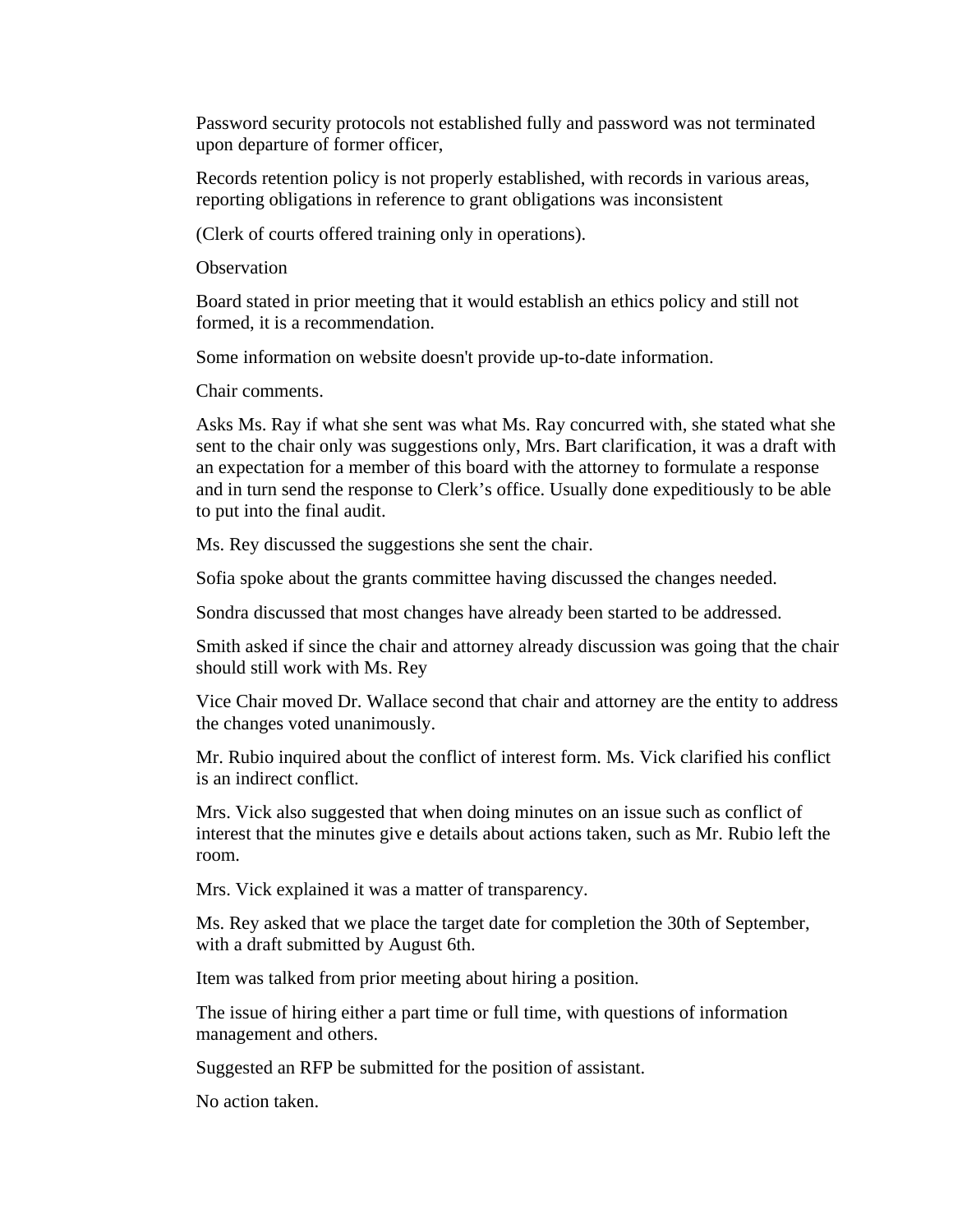Password security protocols not established fully and password was not terminated upon departure of former officer,

Records retention policy is not properly established, with records in various areas, reporting obligations in reference to grant obligations was inconsistent

(Clerk of courts offered training only in operations).

Observation

Board stated in prior meeting that it would establish an ethics policy and still not formed, it is a recommendation.

Some information on website doesn't provide up-to-date information.

Chair comments.

Asks Ms. Ray if what she sent was what Ms. Ray concurred with, she stated what she sent to the chair only was suggestions only, Mrs. Bart clarification, it was a draft with an expectation for a member of this board with the attorney to formulate a response and in turn send the response to Clerk's office. Usually done expeditiously to be able to put into the final audit.

Ms. Rey discussed the suggestions she sent the chair.

Sofia spoke about the grants committee having discussed the changes needed.

Sondra discussed that most changes have already been started to be addressed.

Smith asked if since the chair and attorney already discussion was going that the chair should still work with Ms. Rey

Vice Chair moved Dr. Wallace second that chair and attorney are the entity to address the changes voted unanimously.

Mr. Rubio inquired about the conflict of interest form. Ms. Vick clarified his conflict is an indirect conflict.

Mrs. Vick also suggested that when doing minutes on an issue such as conflict of interest that the minutes give e details about actions taken, such as Mr. Rubio left the room.

Mrs. Vick explained it was a matter of transparency.

Ms. Rey asked that we place the target date for completion the 30th of September, with a draft submitted by August 6th.

Item was talked from prior meeting about hiring a position.

The issue of hiring either a part time or full time, with questions of information management and others.

Suggested an RFP be submitted for the position of assistant.

No action taken.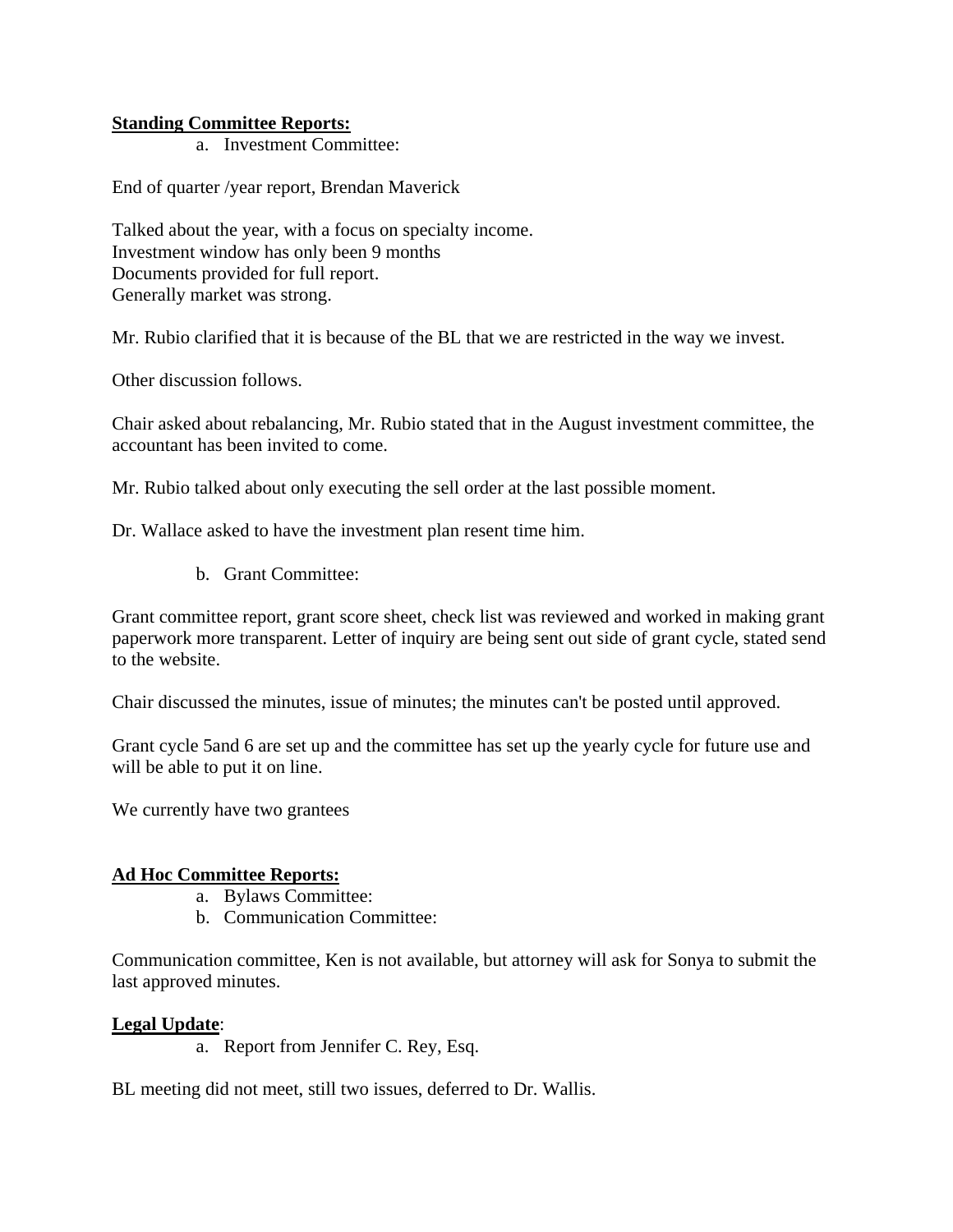**Standing Committee Reports:**

a. Investment Committee:

End of quarter /year report, Brendan Maverick

Talked about the year, with a focus on specialty income.
Investment window has only been 9 months
Documents provided for full report.
Generally market was strong.

Mr. Rubio clarified that it is because of the BL that we are restricted in the way we invest.

Other discussion follows.

Chair asked about rebalancing, Mr. Rubio stated that in the August investment committee, the accountant has been invited to come.

Mr. Rubio talked about only executing the sell order at the last possible moment.

Dr. Wallace asked to have the investment plan resent time him.

b. Grant Committee:

Grant committee report, grant score sheet, check list was reviewed and worked in making grant paperwork more transparent. Letter of inquiry are being sent out side of grant cycle, stated send to the website.

Chair discussed the minutes, issue of minutes; the minutes can't be posted until approved.

Grant cycle 5and 6 are set up and the committee has set up the yearly cycle for future use and will be able to put it on line.

We currently have two grantees

**Ad Hoc Committee Reports:**

a. Bylaws Committee:
b. Communication Committee:

Communication committee, Ken is not available, but attorney will ask for Sonya to submit the last approved minutes.

**Legal Update**:

a. Report from Jennifer C. Rey, Esq.

BL meeting did not meet, still two issues, deferred to Dr. Wallis.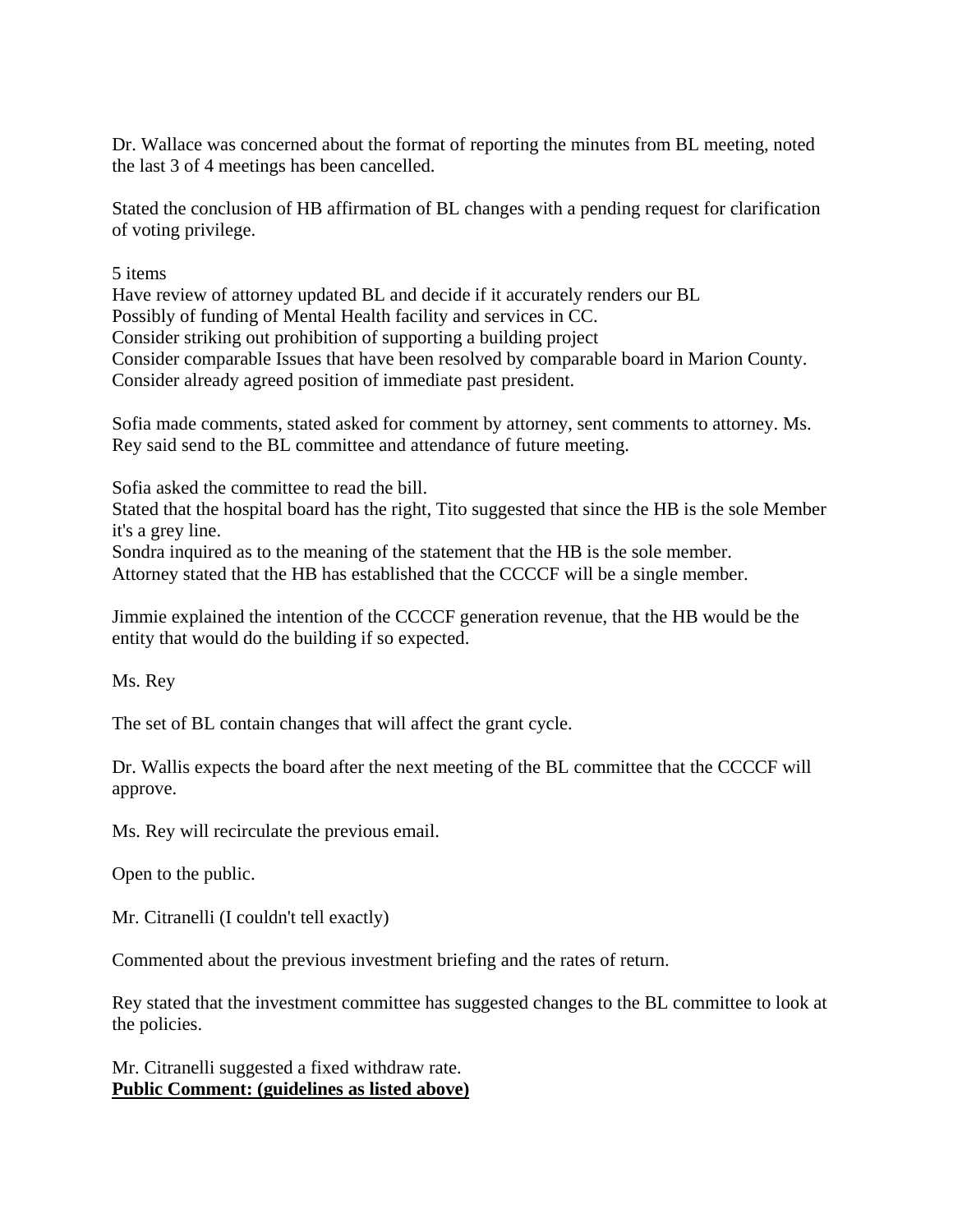Dr. Wallace was concerned about the format of reporting the minutes from BL meeting, noted the last 3 of 4 meetings has been cancelled.

Stated the conclusion of HB affirmation of BL changes with a pending request for clarification of voting privilege.

5 items
Have review of attorney updated BL and decide if it accurately renders our BL
Possibly of funding of Mental Health facility and services in CC.
Consider striking out prohibition of supporting a building project
Consider comparable Issues that have been resolved by comparable board in Marion County.
Consider already agreed position of immediate past president.

Sofia made comments, stated asked for comment by attorney, sent comments to attorney. Ms. Rey said send to the BL committee and attendance of future meeting.

Sofia asked the committee to read the bill.
Stated that the hospital board has the right, Tito suggested that since the HB is the sole Member it's a grey line.
Sondra inquired as to the meaning of the statement that the HB is the sole member.
Attorney stated that the HB has established that the CCCCF will be a single member.

Jimmie explained the intention of the CCCCF generation revenue, that the HB would be the entity that would do the building if so expected.

Ms. Rey

The set of BL contain changes that will affect the grant cycle.

Dr. Wallis expects the board after the next meeting of the BL committee that the CCCCF will approve.

Ms. Rey will recirculate the previous email.

Open to the public.

Mr. Citranelli (I couldn't tell exactly)

Commented about the previous investment briefing and the rates of return.

Rey stated that the investment committee has suggested changes to the BL committee to look at the policies.

Mr. Citranelli suggested a fixed withdraw rate.
**Public Comment: (guidelines as listed above)**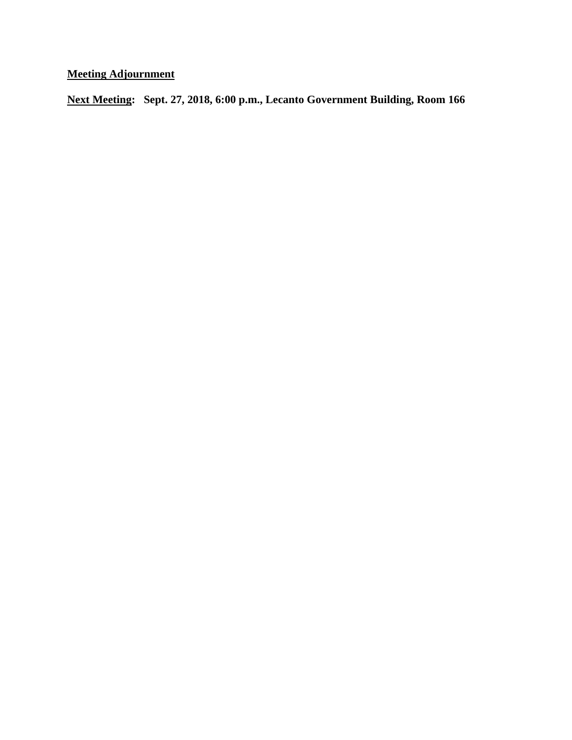**Meeting Adjournment**

**Next Meeting: Sept. 27, 2018, 6:00 p.m., Lecanto Government Building, Room 166**